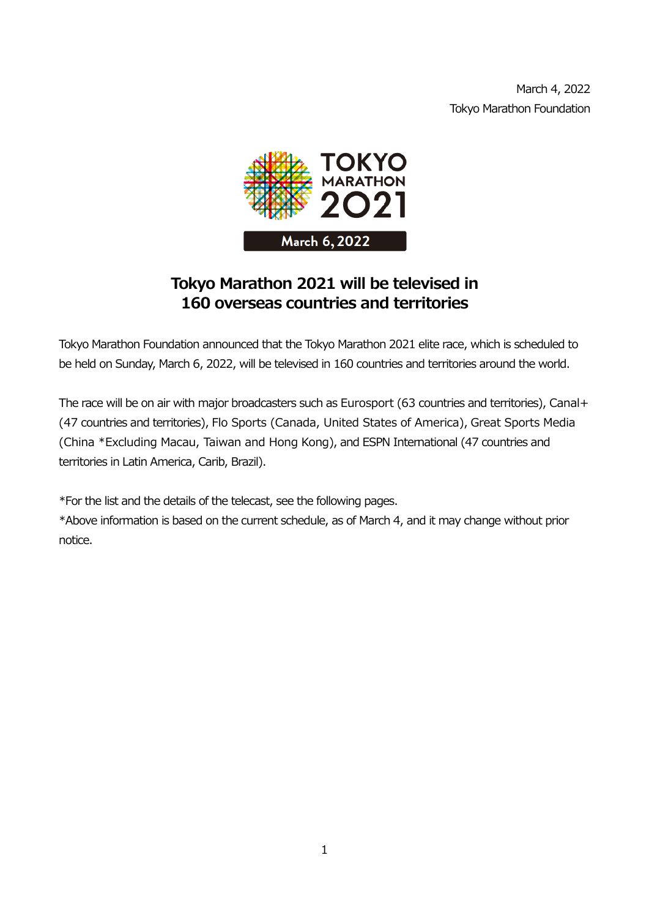March 4, 2022
Tokyo Marathon Foundation

TOKYO MARATHON 2021

March 6, 2022

# Tokyo Marathon 2021 will be televised in 160 overseas countries and territories

Tokyo Marathon Foundation announced that the Tokyo Marathon 2021 elite race, which is scheduled to be held on Sunday, March 6, 2022, will be televised in 160 countries and territories around the world.

The race will be on air with major broadcasters such as Eurosport (63 countries and territories), Canal+ (47 countries and territories), Flo Sports (Canada, United States of America), Great Sports Media (China *Excluding Macau, Taiwan and Hong Kong), and ESPN International (47 countries and territories in Latin America, Carib, Brazil).

*For the list and the details of the telecast, see the following pages.
*Above information is based on the current schedule, as of March 4, and it may change without prior notice.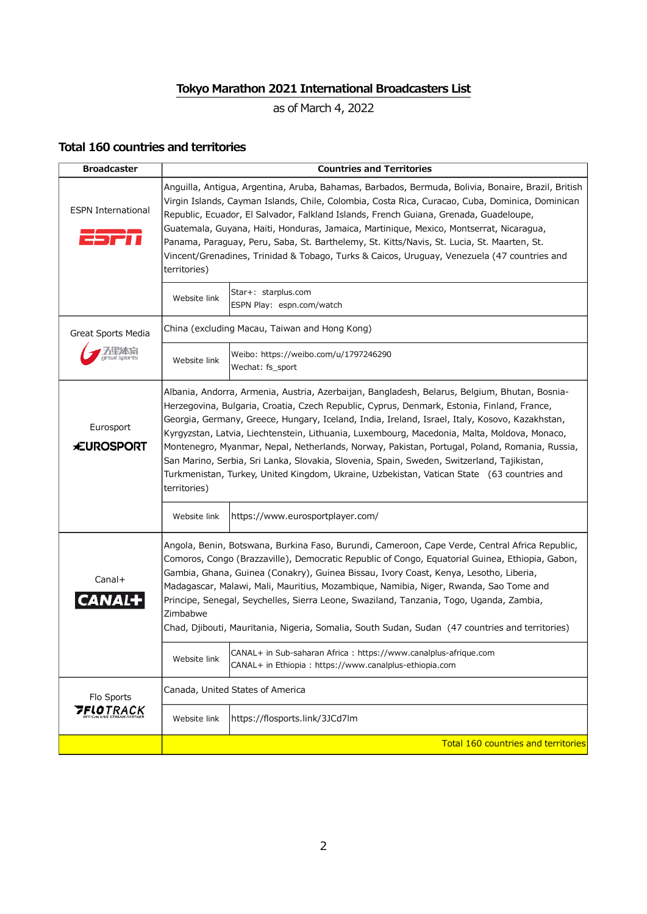# Tokyo Marathon 2021 International Broadcasters List

as of March 4, 2022

## Total 160 countries and territories

| Broadcaster | Countries and Territories | |
|---|---|---|
| ESPN International | Anguilla, Antigua, Argentina, Aruba, Bahamas, Barbados, Bermuda, Bolivia, Bonaire, Brazil, British Virgin Islands, Cayman Islands, Chile, Colombia, Costa Rica, Curacao, Cuba, Dominica, Dominican Republic, Ecuador, El Salvador, Falkland Islands, French Guiana, Grenada, Guadeloupe, Guatemala, Guyana, Haiti, Honduras, Jamaica, Martinique, Mexico, Montserrat, Nicaragua, Panama, Paraguay, Peru, Saba, St. Barthelemy, St. Kitts/Navis, St. Lucia, St. Maarten, St. Vincent/Grenadines, Trinidad & Tobago, Turks & Caicos, Uruguay, Venezuela (47 countries and territories) | |
| | Website link | Star+: starplus.com<br>ESPN Play: espn.com/watch |
| Great Sports Media | China (excluding Macau, Taiwan and Hong Kong) | |
| | Website link | Weibo: https://weibo.com/u/1797246290<br>Wechat: fs_sport |
| Eurosport | Albania, Andorra, Armenia, Austria, Azerbaijan, Bangladesh, Belarus, Belgium, Bhutan, Bosnia-Herzegovina, Bulgaria, Croatia, Czech Republic, Cyprus, Denmark, Estonia, Finland, France, Georgia, Germany, Greece, Hungary, Iceland, India, Ireland, Israel, Italy, Kosovo, Kazakhstan, Kyrgyzstan, Latvia, Liechtenstein, Lithuania, Luxembourg, Macedonia, Malta, Moldova, Monaco, Montenegro, Myanmar, Nepal, Netherlands, Norway, Pakistan, Portugal, Poland, Romania, Russia, San Marino, Serbia, Sri Lanka, Slovakia, Slovenia, Spain, Sweden, Switzerland, Tajikistan, Turkmenistan, Turkey, United Kingdom, Ukraine, Uzbekistan, Vatican State (63 countries and territories) | |
| | Website link | https://www.eurosportplayer.com/ |
| Canal+ | Angola, Benin, Botswana, Burkina Faso, Burundi, Cameroon, Cape Verde, Central Africa Republic, Comoros, Congo (Brazzaville), Democratic Republic of Congo, Equatorial Guinea, Ethiopia, Gabon, Gambia, Ghana, Guinea (Conakry), Guinea Bissau, Ivory Coast, Kenya, Lesotho, Liberia, Madagascar, Malawi, Mali, Mauritius, Mozambique, Namibia, Niger, Rwanda, Sao Tome and Principe, Senegal, Seychelles, Sierra Leone, Swaziland, Tanzania, Togo, Uganda, Zambia, Zimbabwe<br>Chad, Djibouti, Mauritania, Nigeria, Somalia, South Sudan, Sudan (47 countries and territories) | |
| | Website link | CANAL+ in Sub-saharan Africa : https://www.canalplus-afrique.com<br>CANAL+ in Ethiopia : https://www.canalplus-ethiopia.com |
| Flo Sports | Canada, United States of America | |
| | Website link | https://flosports.link/3JCd7lm |
| | | Total 160 countries and territories |